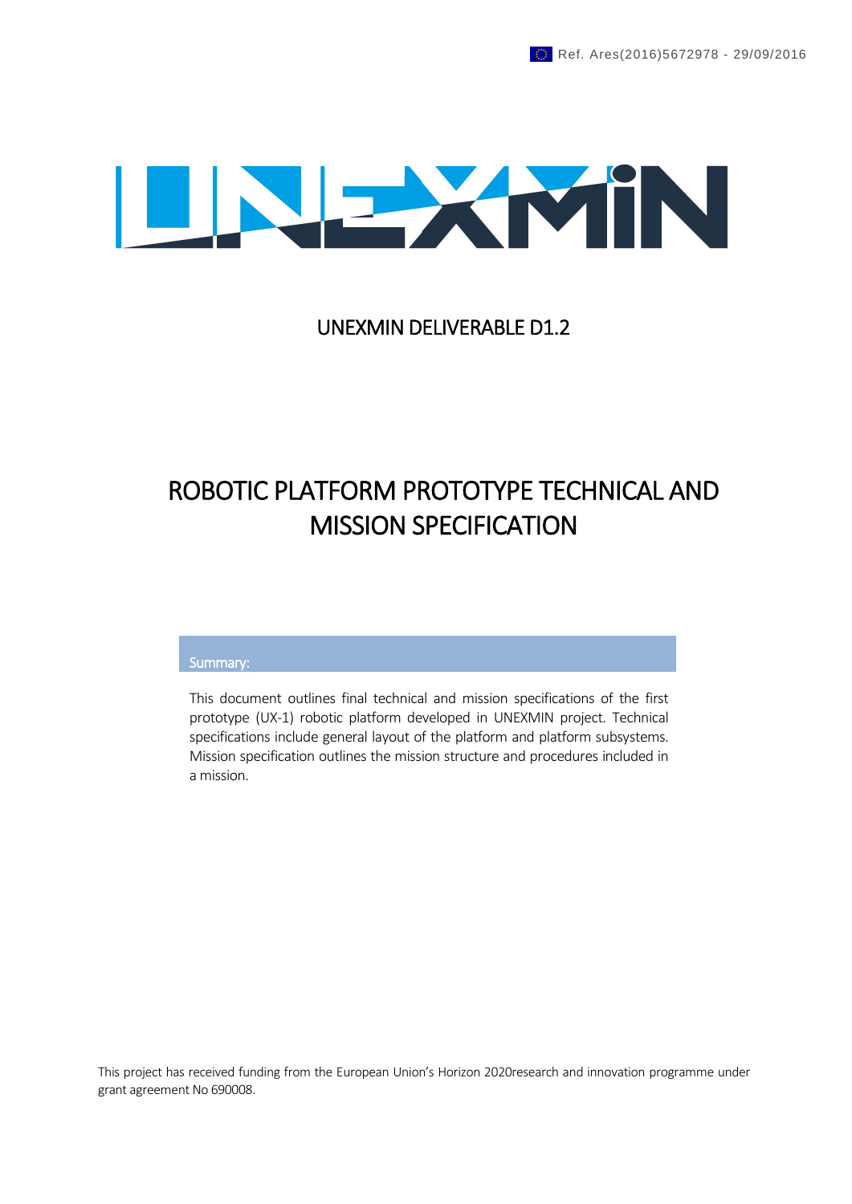Ref. Ares(2016)5672978 - 29/09/2016

UNEXMIN

UNEXMIN DELIVERABLE D1.2

# ROBOTIC PLATFORM PROTOTYPE TECHNICAL AND MISSION SPECIFICATION

**Summary:**

This document outlines final technical and mission specifications of the first prototype (UX-1) robotic platform developed in UNEXMIN project. Technical specifications include general layout of the platform and platform subsystems. Mission specification outlines the mission structure and procedures included in a mission.

This project has received funding from the European Union's Horizon 2020research and innovation programme under grant agreement No 690008.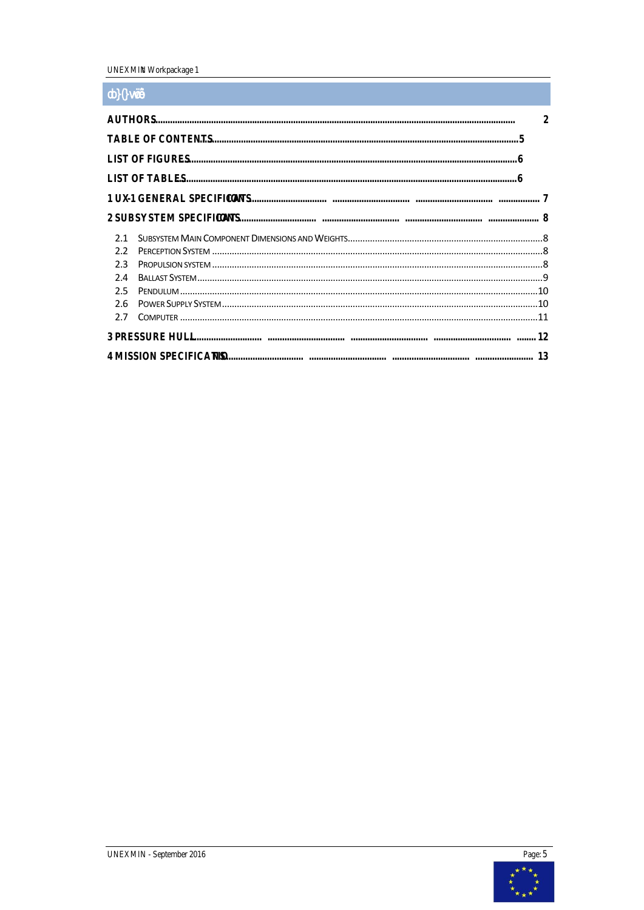## Table of Contents

AUTHORS .......... 2

TABLE OF CONTENTS .......... 5

LIST OF FIGURES .......... 6

LIST OF TABLES .......... 6

1 UX-1 GENERAL SPECIFICATIONS .......... 7

2 SUBSYSTEM SPECIFICATIONS .......... 8

- 2.1 SUBSYSTEM MAIN COMPONENT DIMENSIONS AND WEIGHTS .......... 8
- 2.2 PERCEPTION SYSTEM .......... 8
- 2.3 PROPULSION SYSTEM .......... 8
- 2.4 BALLAST SYSTEM .......... 9
- 2.5 PENDULUM .......... 10
- 2.6 POWER SUPPLY SYSTEM .......... 10
- 2.7 COMPUTER .......... 11

3 PRESSURE HULL .......... 12

4 MISSION SPECIFICATIONS .......... 13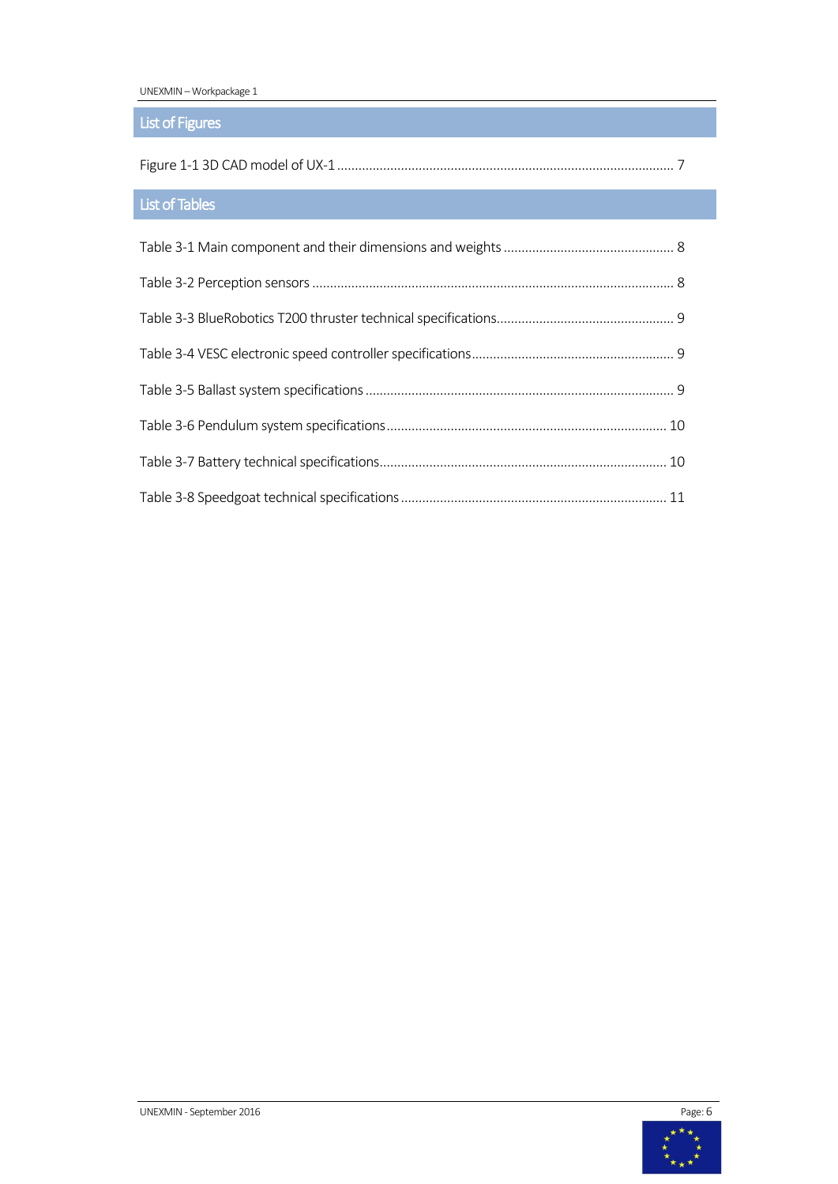## List of Figures

Figure 1-1 3D CAD model of UX-1 .............................................................................................. 7

## List of Tables

Table 3-1 Main component and their dimensions and weights ................................................ 8

Table 3-2 Perception sensors ..................................................................................................... 8

Table 3-3 BlueRobotics T200 thruster technical specifications.................................................. 9

Table 3-4 VESC electronic speed controller specifications......................................................... 9

Table 3-5 Ballast system specifications ....................................................................................... 9

Table 3-6 Pendulum system specifications.............................................................................. 10

Table 3-7 Battery technical specifications................................................................................ 10

Table 3-8 Speedgoat technical specifications .......................................................................... 11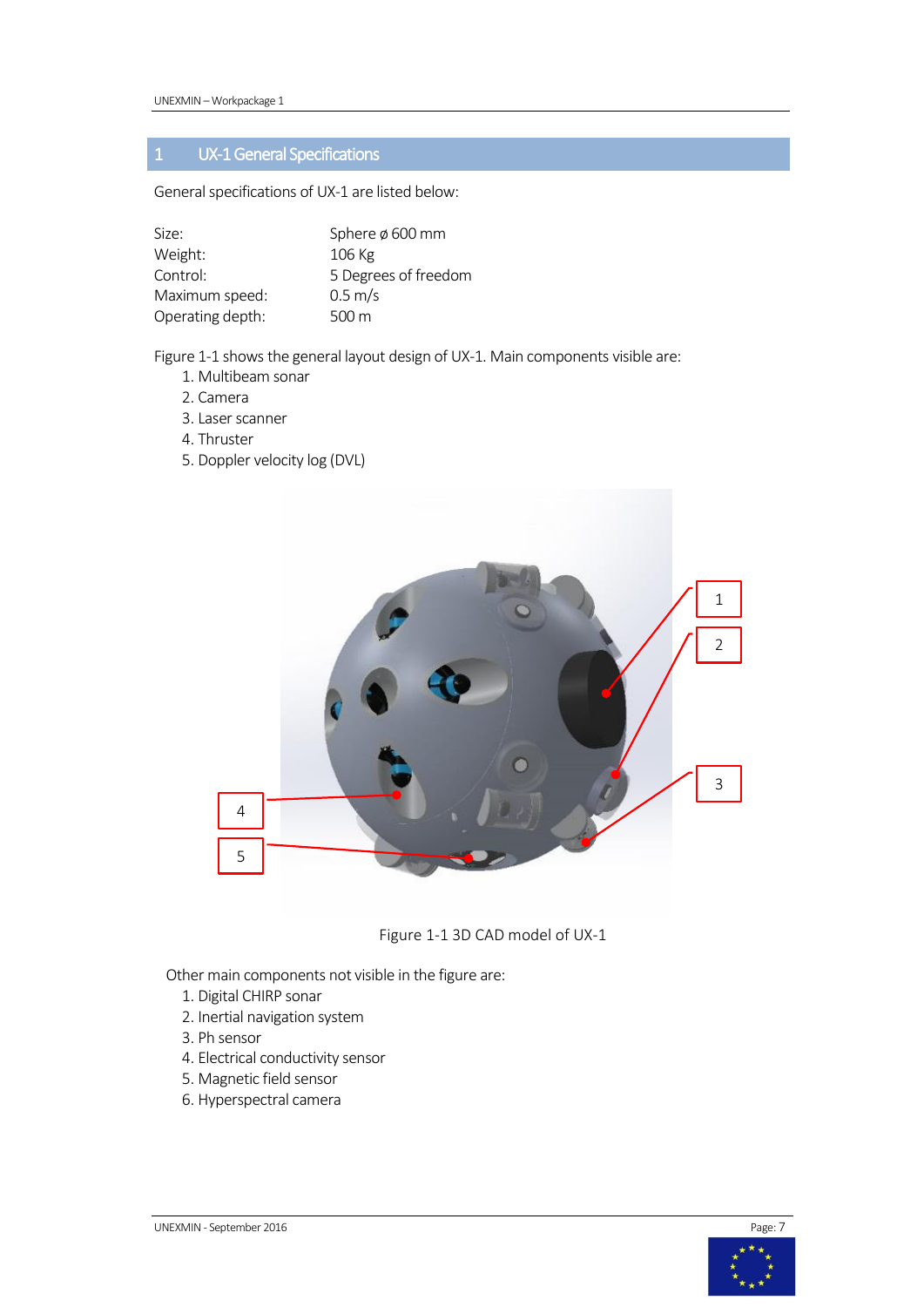# 1 UX-1 General Specifications

General specifications of UX-1 are listed below:

| | |
|---|---|
| Size: | Sphere ø 600 mm |
| Weight: | 106 Kg |
| Control: | 5 Degrees of freedom |
| Maximum speed: | 0.5 m/s |
| Operating depth: | 500 m |

Figure 1-1 shows the general layout design of UX-1. Main components visible are:

1. Multibeam sonar
2. Camera
3. Laser scanner
4. Thruster
5. Doppler velocity log (DVL)

Figure 1-1 3D CAD model of UX-1

Other main components not visible in the figure are:

1. Digital CHIRP sonar
2. Inertial navigation system
3. Ph sensor
4. Electrical conductivity sensor
5. Magnetic field sensor
6. Hyperspectral camera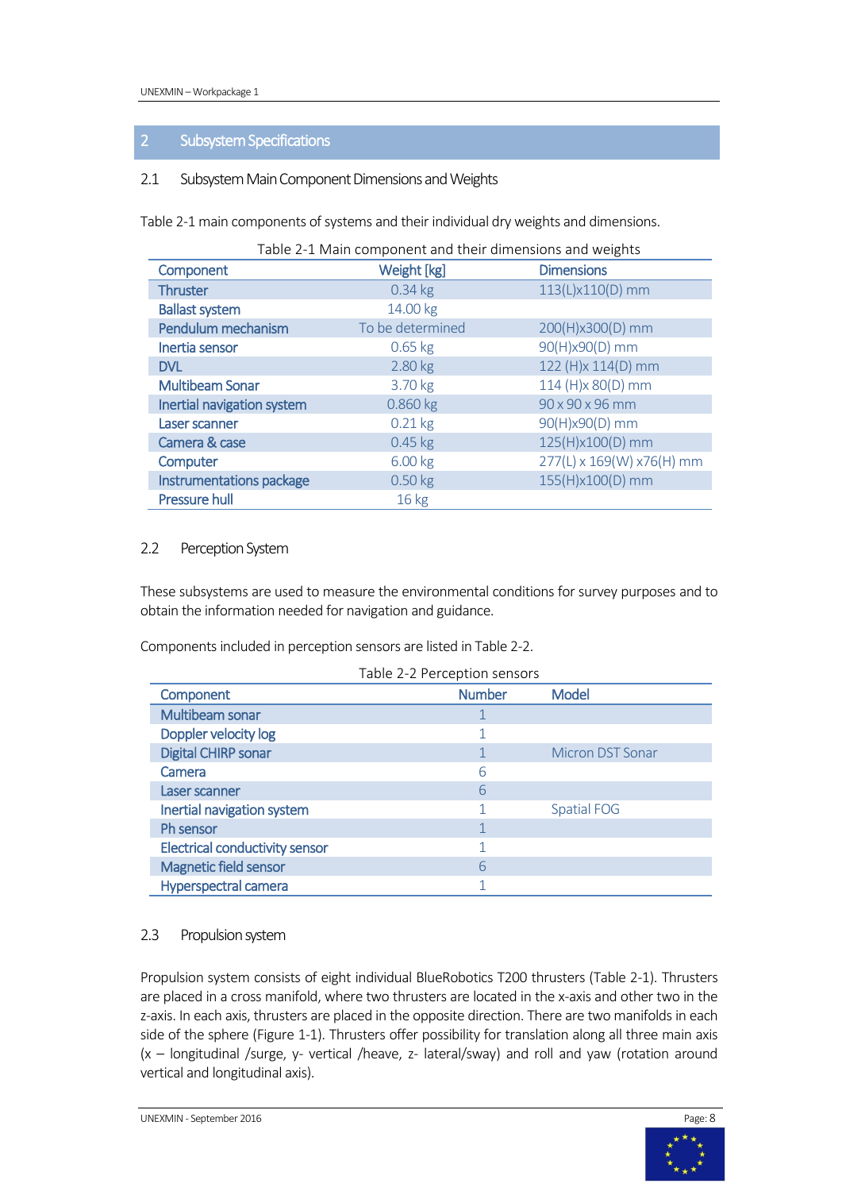# 2 Subsystem Specifications

## 2.1 Subsystem Main Component Dimensions and Weights

Table 2-1 main components of systems and their individual dry weights and dimensions.

Table 2-1 Main component and their dimensions and weights

| Component | Weight [kg] | Dimensions |
|---|---|---|
| Thruster | 0.34 kg | 113(L)x110(D) mm |
| Ballast system | 14.00 kg | |
| Pendulum mechanism | To be determined | 200(H)x300(D) mm |
| Inertia sensor | 0.65 kg | 90(H)x90(D) mm |
| DVL | 2.80 kg | 122 (H)x 114(D) mm |
| Multibeam Sonar | 3.70 kg | 114 (H)x 80(D) mm |
| Inertial navigation system | 0.860 kg | 90 x 90 x 96 mm |
| Laser scanner | 0.21 kg | 90(H)x90(D) mm |
| Camera & case | 0.45 kg | 125(H)x100(D) mm |
| Computer | 6.00 kg | 277(L) x 169(W) x76(H) mm |
| Instrumentations package | 0.50 kg | 155(H)x100(D) mm |
| Pressure hull | 16 kg | |

## 2.2 Perception System

These subsystems are used to measure the environmental conditions for survey purposes and to obtain the information needed for navigation and guidance.

Components included in perception sensors are listed in Table 2-2.

Table 2-2 Perception sensors

| Component | Number | Model |
|---|---|---|
| Multibeam sonar | 1 | |
| Doppler velocity log | 1 | |
| Digital CHIRP sonar | 1 | Micron DST Sonar |
| Camera | 6 | |
| Laser scanner | 6 | |
| Inertial navigation system | 1 | Spatial FOG |
| Ph sensor | 1 | |
| Electrical conductivity sensor | 1 | |
| Magnetic field sensor | 6 | |
| Hyperspectral camera | 1 | |

## 2.3 Propulsion system

Propulsion system consists of eight individual BlueRobotics T200 thrusters (Table 2-1). Thrusters are placed in a cross manifold, where two thrusters are located in the x-axis and other two in the z-axis. In each axis, thrusters are placed in the opposite direction. There are two manifolds in each side of the sphere (Figure 1-1). Thrusters offer possibility for translation along all three main axis (x – longitudinal /surge, y- vertical /heave, z- lateral/sway) and roll and yaw (rotation around vertical and longitudinal axis).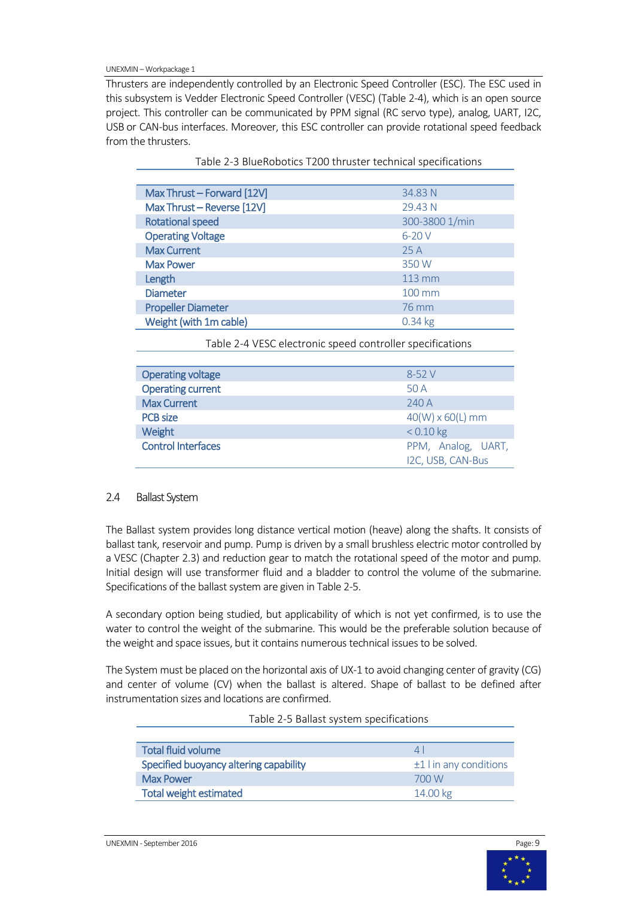Thrusters are independently controlled by an Electronic Speed Controller (ESC). The ESC used in this subsystem is Vedder Electronic Speed Controller (VESC) (Table 2-4), which is an open source project. This controller can be communicated by PPM signal (RC servo type), analog, UART, I2C, USB or CAN-bus interfaces. Moreover, this ESC controller can provide rotational speed feedback from the thrusters.

Table 2-3 BlueRobotics T200 thruster technical specifications

| | |
|---|---|
| Max Thrust – Forward [12V] | 34.83 N |
| Max Thrust – Reverse [12V] | 29.43 N |
| Rotational speed | 300-3800 1/min |
| Operating Voltage | 6-20 V |
| Max Current | 25 A |
| Max Power | 350 W |
| Length | 113 mm |
| Diameter | 100 mm |
| Propeller Diameter | 76 mm |
| Weight (with 1m cable) | 0.34 kg |

Table 2-4 VESC electronic speed controller specifications

| | |
|---|---|
| Operating voltage | 8-52 V |
| Operating current | 50 A |
| Max Current | 240 A |
| PCB size | 40(W) x 60(L) mm |
| Weight | < 0.10 kg |
| Control Interfaces | PPM, Analog, UART, I2C, USB, CAN-Bus |

## 2.4 Ballast System

The Ballast system provides long distance vertical motion (heave) along the shafts. It consists of ballast tank, reservoir and pump. Pump is driven by a small brushless electric motor controlled by a VESC (Chapter 2.3) and reduction gear to match the rotational speed of the motor and pump. Initial design will use transformer fluid and a bladder to control the volume of the submarine. Specifications of the ballast system are given in Table 2-5.

A secondary option being studied, but applicability of which is not yet confirmed, is to use the water to control the weight of the submarine. This would be the preferable solution because of the weight and space issues, but it contains numerous technical issues to be solved.

The System must be placed on the horizontal axis of UX-1 to avoid changing center of gravity (CG) and center of volume (CV) when the ballast is altered. Shape of ballast to be defined after instrumentation sizes and locations are confirmed.

Table 2-5 Ballast system specifications

| | |
|---|---|
| Total fluid volume | 4 l |
| Specified buoyancy altering capability | ±1 l in any conditions |
| Max Power | 700 W |
| Total weight estimated | 14.00 kg |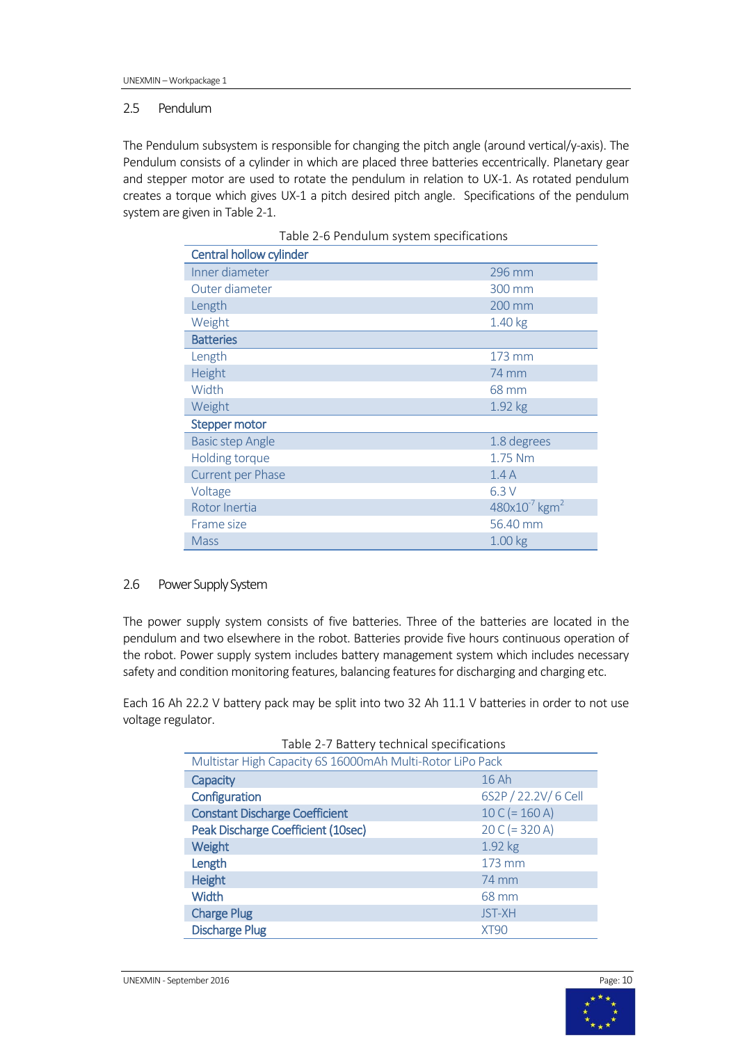## 2.5 Pendulum

The Pendulum subsystem is responsible for changing the pitch angle (around vertical/y-axis). The Pendulum consists of a cylinder in which are placed three batteries eccentrically. Planetary gear and stepper motor are used to rotate the pendulum in relation to UX-1. As rotated pendulum creates a torque which gives UX-1 a pitch desired pitch angle. Specifications of the pendulum system are given in Table 2-1.

Table 2-6 Pendulum system specifications

| **Central hollow cylinder** | |
|---|---|
| Inner diameter | 296 mm |
| Outer diameter | 300 mm |
| Length | 200 mm |
| Weight | 1.40 kg |
| **Batteries** | |
| Length | 173 mm |
| Height | 74 mm |
| Width | 68 mm |
| Weight | 1.92 kg |
| **Stepper motor** | |
| Basic step Angle | 1.8 degrees |
| Holding torque | 1.75 Nm |
| Current per Phase | 1.4 A |
| Voltage | 6.3 V |
| Rotor Inertia | $480 \times 10^{-7}$ kgm$^2$ |
| Frame size | 56.40 mm |
| Mass | 1.00 kg |

## 2.6 Power Supply System

The power supply system consists of five batteries. Three of the batteries are located in the pendulum and two elsewhere in the robot. Batteries provide five hours continuous operation of the robot. Power supply system includes battery management system which includes necessary safety and condition monitoring features, balancing features for discharging and charging etc.

Each 16 Ah 22.2 V battery pack may be split into two 32 Ah 11.1 V batteries in order to not use voltage regulator.

Table 2-7 Battery technical specifications

| Multistar High Capacity 6S 16000mAh Multi-Rotor LiPo Pack | |
|---|---|
| **Capacity** | 16 Ah |
| **Configuration** | 6S2P / 22.2V/ 6 Cell |
| **Constant Discharge Coefficient** | 10 C (= 160 A) |
| **Peak Discharge Coefficient (10sec)** | 20 C (= 320 A) |
| **Weight** | 1.92 kg |
| **Length** | 173 mm |
| **Height** | 74 mm |
| **Width** | 68 mm |
| **Charge Plug** | JST-XH |
| **Discharge Plug** | XT90 |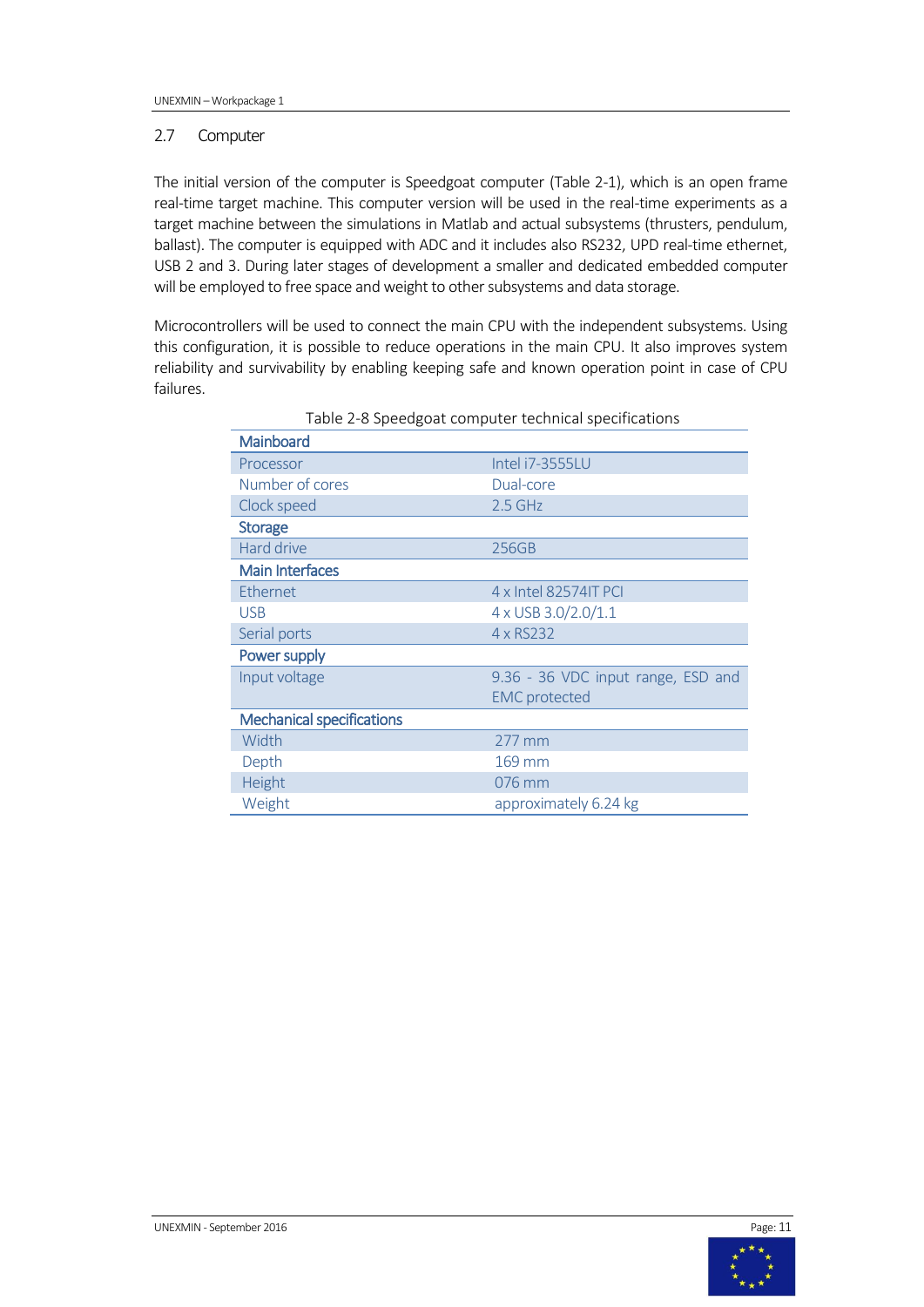## 2.7 Computer

The initial version of the computer is Speedgoat computer (Table 2-1), which is an open frame real-time target machine. This computer version will be used in the real-time experiments as a target machine between the simulations in Matlab and actual subsystems (thrusters, pendulum, ballast). The computer is equipped with ADC and it includes also RS232, UPD real-time ethernet, USB 2 and 3. During later stages of development a smaller and dedicated embedded computer will be employed to free space and weight to other subsystems and data storage.

Microcontrollers will be used to connect the main CPU with the independent subsystems. Using this configuration, it is possible to reduce operations in the main CPU. It also improves system reliability and survivability by enabling keeping safe and known operation point in case of CPU failures.

Table 2-8 Speedgoat computer technical specifications

| **Mainboard** | |
|---|---|
| Processor | Intel i7-3555LU |
| Number of cores | Dual-core |
| Clock speed | 2.5 GHz |
| **Storage** | |
| Hard drive | 256GB |
| **Main Interfaces** | |
| Ethernet | 4 x Intel 82574IT PCI |
| USB | 4 x USB 3.0/2.0/1.1 |
| Serial ports | 4 x RS232 |
| **Power supply** | |
| Input voltage | 9.36 - 36 VDC input range, ESD and EMC protected |
| **Mechanical specifications** | |
| Width | 277 mm |
| Depth | 169 mm |
| Height | 076 mm |
| Weight | approximately 6.24 kg |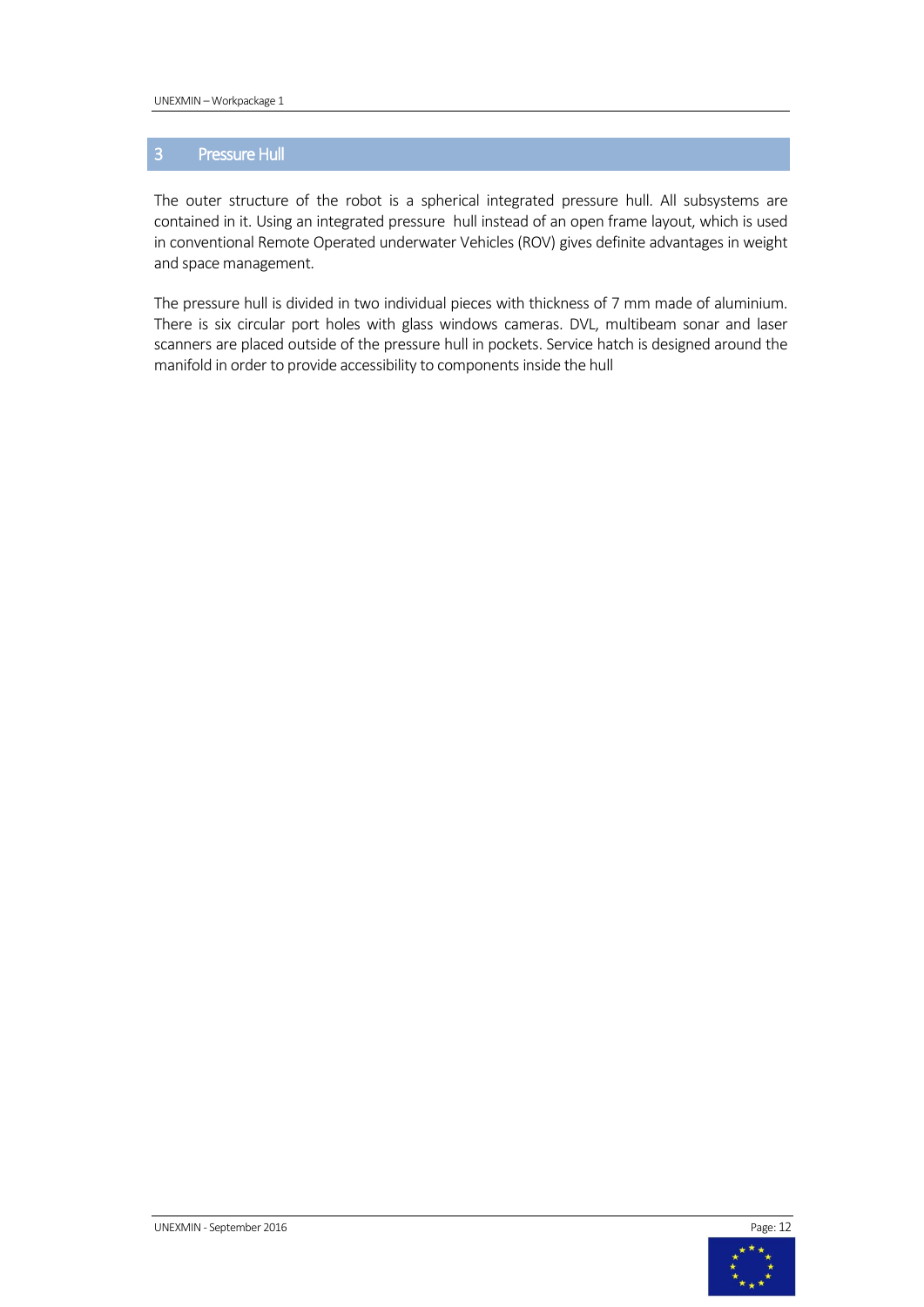# 3 Pressure Hull

The outer structure of the robot is a spherical integrated pressure hull. All subsystems are contained in it. Using an integrated pressure hull instead of an open frame layout, which is used in conventional Remote Operated underwater Vehicles (ROV) gives definite advantages in weight and space management.

The pressure hull is divided in two individual pieces with thickness of 7 mm made of aluminium. There is six circular port holes with glass windows cameras. DVL, multibeam sonar and laser scanners are placed outside of the pressure hull in pockets. Service hatch is designed around the manifold in order to provide accessibility to components inside the hull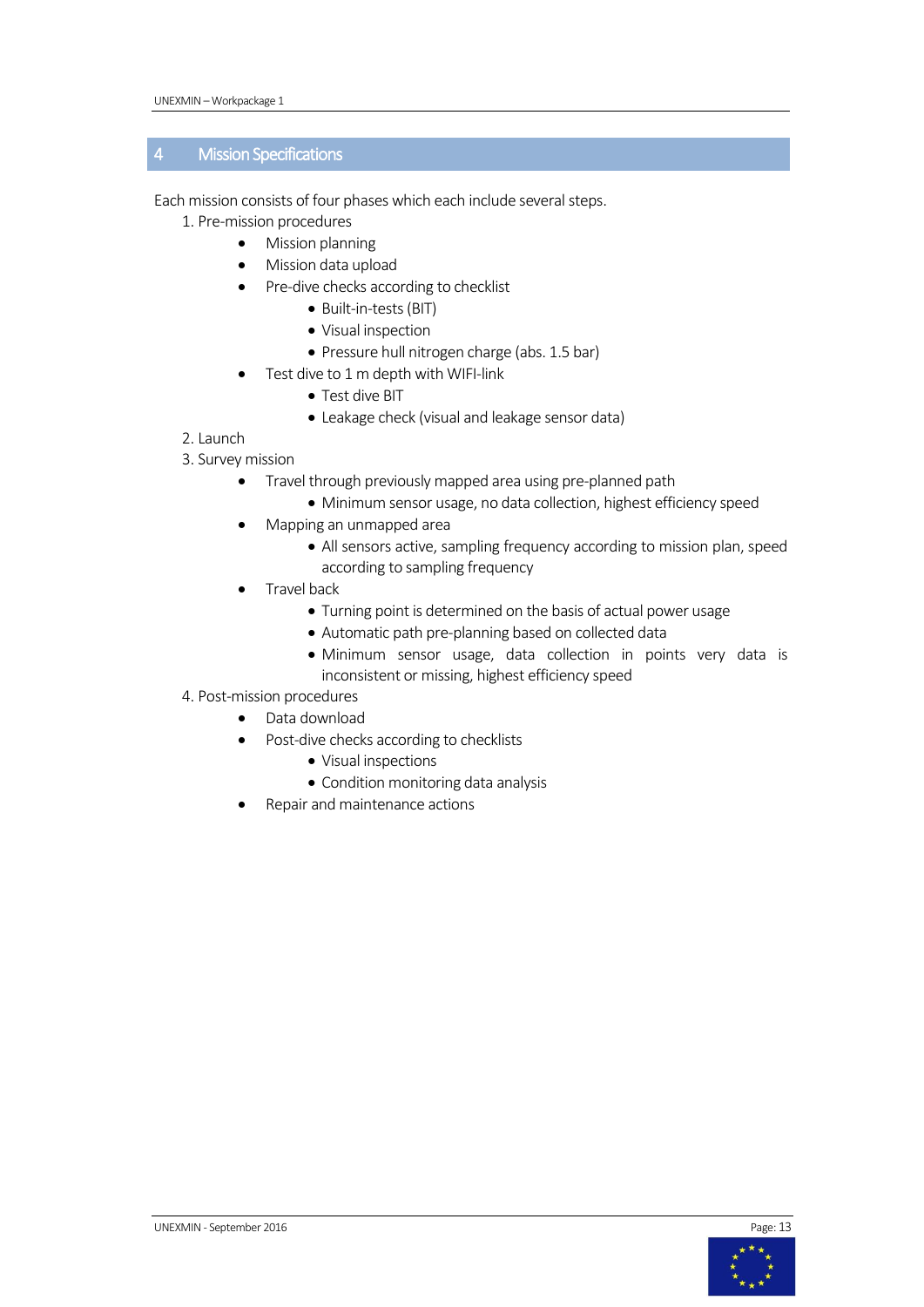# 4 Mission Specifications

Each mission consists of four phases which each include several steps.

1. Pre-mission procedures
   - Mission planning
   - Mission data upload
   - Pre-dive checks according to checklist
     - Built-in-tests (BIT)
     - Visual inspection
     - Pressure hull nitrogen charge (abs. 1.5 bar)
   - Test dive to 1 m depth with WIFI-link
     - Test dive BIT
     - Leakage check (visual and leakage sensor data)
2. Launch
3. Survey mission
   - Travel through previously mapped area using pre-planned path
     - Minimum sensor usage, no data collection, highest efficiency speed
   - Mapping an unmapped area
     - All sensors active, sampling frequency according to mission plan, speed according to sampling frequency
   - Travel back
     - Turning point is determined on the basis of actual power usage
     - Automatic path pre-planning based on collected data
     - Minimum sensor usage, data collection in points very data is inconsistent or missing, highest efficiency speed
4. Post-mission procedures
   - Data download
   - Post-dive checks according to checklists
     - Visual inspections
     - Condition monitoring data analysis
   - Repair and maintenance actions